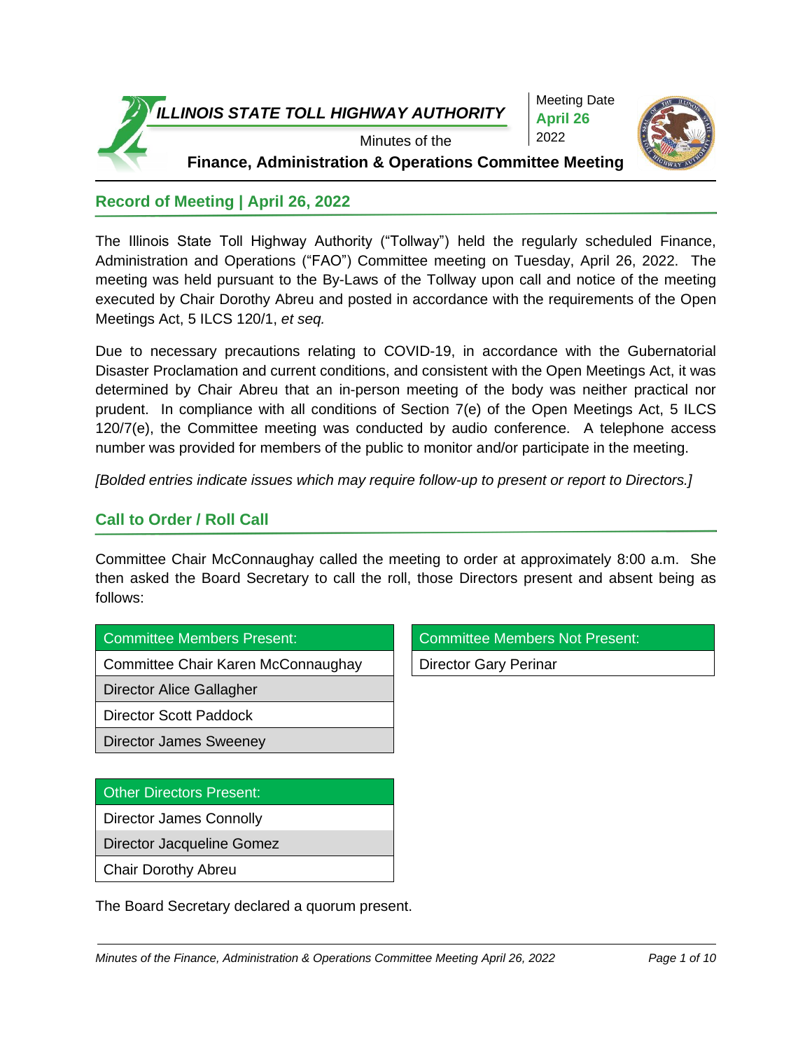# ILLINOIS STATE TOLL HIGHWAY AUTHORITY

Minutes of the

**Finance, Administration & Operations Committee Meeting**

Meeting Date
**April 26**
2022

## Record of Meeting | April 26, 2022

The Illinois State Toll Highway Authority ("Tollway") held the regularly scheduled Finance, Administration and Operations ("FAO") Committee meeting on Tuesday, April 26, 2022. The meeting was held pursuant to the By-Laws of the Tollway upon call and notice of the meeting executed by Chair Dorothy Abreu and posted in accordance with the requirements of the Open Meetings Act, 5 ILCS 120/1, *et seq.*

Due to necessary precautions relating to COVID-19, in accordance with the Gubernatorial Disaster Proclamation and current conditions, and consistent with the Open Meetings Act, it was determined by Chair Abreu that an in-person meeting of the body was neither practical nor prudent. In compliance with all conditions of Section 7(e) of the Open Meetings Act, 5 ILCS 120/7(e), the Committee meeting was conducted by audio conference. A telephone access number was provided for members of the public to monitor and/or participate in the meeting.

*[Bolded entries indicate issues which may require follow-up to present or report to Directors.]*

## Call to Order / Roll Call

Committee Chair McConnaughay called the meeting to order at approximately 8:00 a.m. She then asked the Board Secretary to call the roll, those Directors present and absent being as follows:

| Committee Members Present: |
|---|
| Committee Chair Karen McConnaughay |
| Director Alice Gallagher |
| Director Scott Paddock |
| Director James Sweeney |

| Committee Members Not Present: |
|---|
| Director Gary Perinar |

| Other Directors Present: |
|---|
| Director James Connolly |
| Director Jacqueline Gomez |
| Chair Dorothy Abreu |

The Board Secretary declared a quorum present.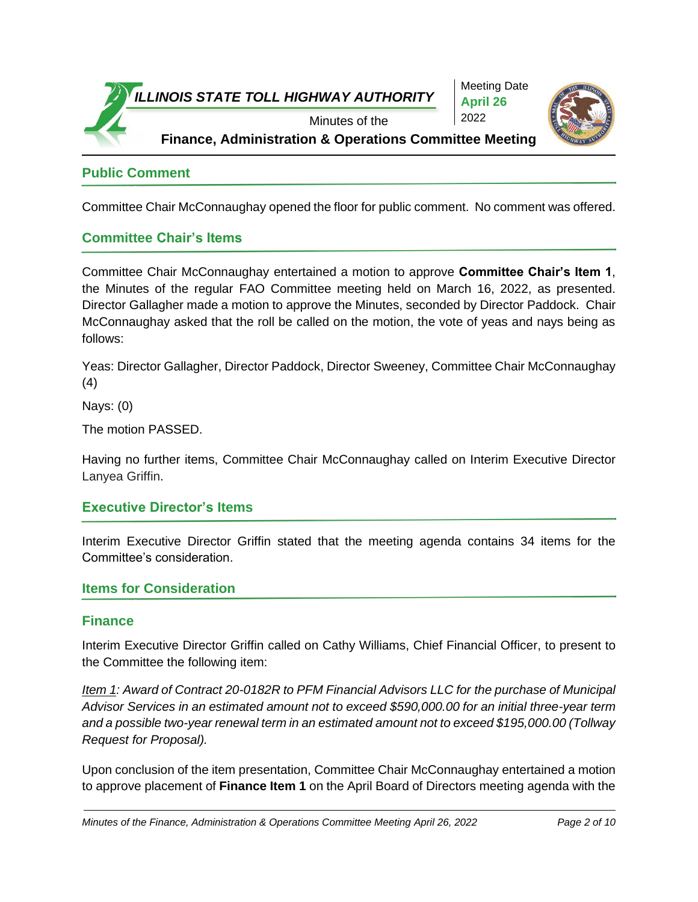## Public Comment

Committee Chair McConnaughay opened the floor for public comment. No comment was offered.

## Committee Chair's Items

Committee Chair McConnaughay entertained a motion to approve **Committee Chair's Item 1**, the Minutes of the regular FAO Committee meeting held on March 16, 2022, as presented. Director Gallagher made a motion to approve the Minutes, seconded by Director Paddock. Chair McConnaughay asked that the roll be called on the motion, the vote of yeas and nays being as follows:

Yeas: Director Gallagher, Director Paddock, Director Sweeney, Committee Chair McConnaughay (4)

Nays: (0)

The motion PASSED.

Having no further items, Committee Chair McConnaughay called on Interim Executive Director Lanyea Griffin.

## Executive Director's Items

Interim Executive Director Griffin stated that the meeting agenda contains 34 items for the Committee's consideration.

## Items for Consideration

### Finance

Interim Executive Director Griffin called on Cathy Williams, Chief Financial Officer, to present to the Committee the following item:

*Item 1: Award of Contract 20-0182R to PFM Financial Advisors LLC for the purchase of Municipal Advisor Services in an estimated amount not to exceed $590,000.00 for an initial three-year term and a possible two-year renewal term in an estimated amount not to exceed $195,000.00 (Tollway Request for Proposal).*

Upon conclusion of the item presentation, Committee Chair McConnaughay entertained a motion to approve placement of **Finance Item 1** on the April Board of Directors meeting agenda with the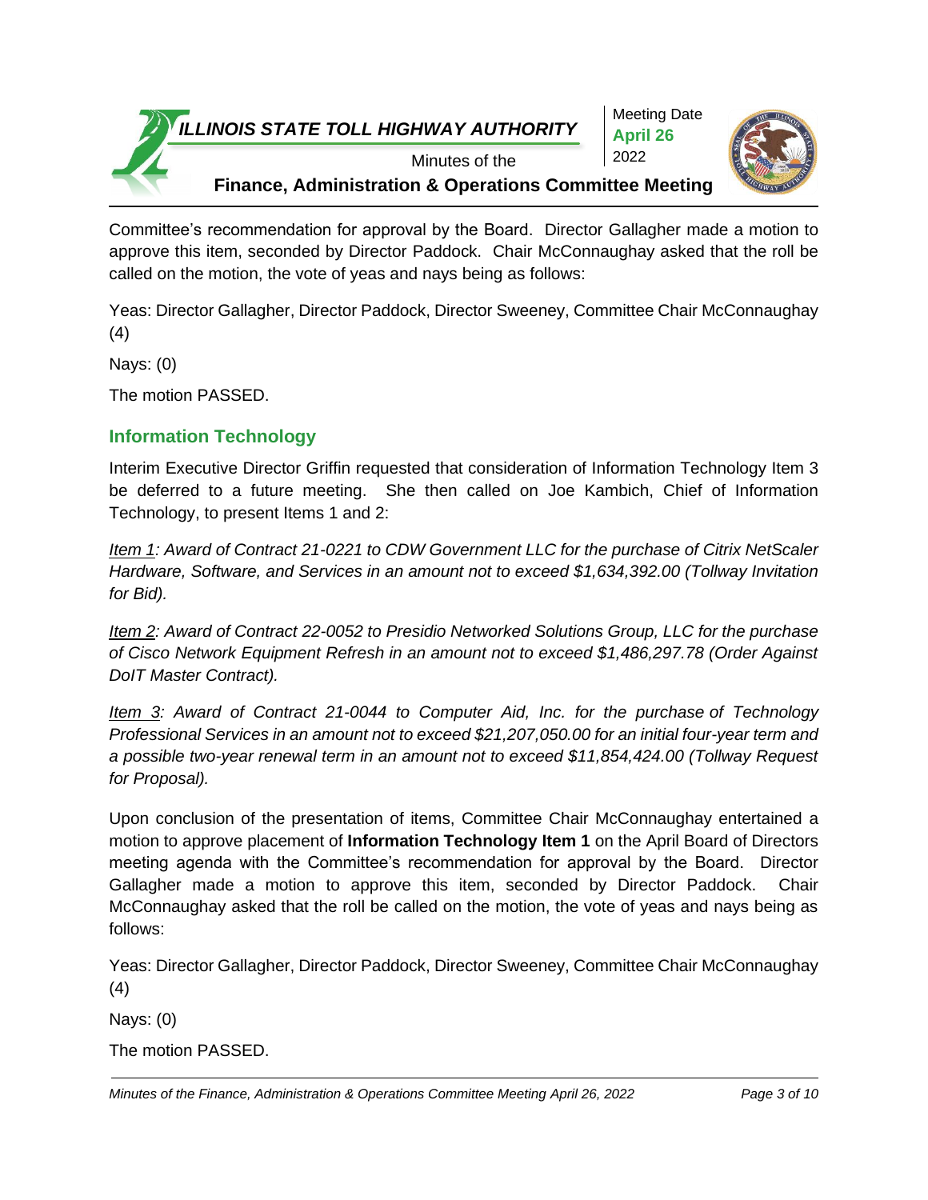Committee's recommendation for approval by the Board. Director Gallagher made a motion to approve this item, seconded by Director Paddock. Chair McConnaughay asked that the roll be called on the motion, the vote of yeas and nays being as follows:

Yeas: Director Gallagher, Director Paddock, Director Sweeney, Committee Chair McConnaughay (4)

Nays: (0)

The motion PASSED.

## Information Technology

Interim Executive Director Griffin requested that consideration of Information Technology Item 3 be deferred to a future meeting. She then called on Joe Kambich, Chief of Information Technology, to present Items 1 and 2:

*Item 1: Award of Contract 21-0221 to CDW Government LLC for the purchase of Citrix NetScaler Hardware, Software, and Services in an amount not to exceed $1,634,392.00 (Tollway Invitation for Bid).*

*Item 2: Award of Contract 22-0052 to Presidio Networked Solutions Group, LLC for the purchase of Cisco Network Equipment Refresh in an amount not to exceed $1,486,297.78 (Order Against DoIT Master Contract).*

*Item 3: Award of Contract 21-0044 to Computer Aid, Inc. for the purchase of Technology Professional Services in an amount not to exceed $21,207,050.00 for an initial four-year term and a possible two-year renewal term in an amount not to exceed $11,854,424.00 (Tollway Request for Proposal).*

Upon conclusion of the presentation of items, Committee Chair McConnaughay entertained a motion to approve placement of **Information Technology Item 1** on the April Board of Directors meeting agenda with the Committee's recommendation for approval by the Board. Director Gallagher made a motion to approve this item, seconded by Director Paddock. Chair McConnaughay asked that the roll be called on the motion, the vote of yeas and nays being as follows:

Yeas: Director Gallagher, Director Paddock, Director Sweeney, Committee Chair McConnaughay (4)

Nays: (0)

The motion PASSED.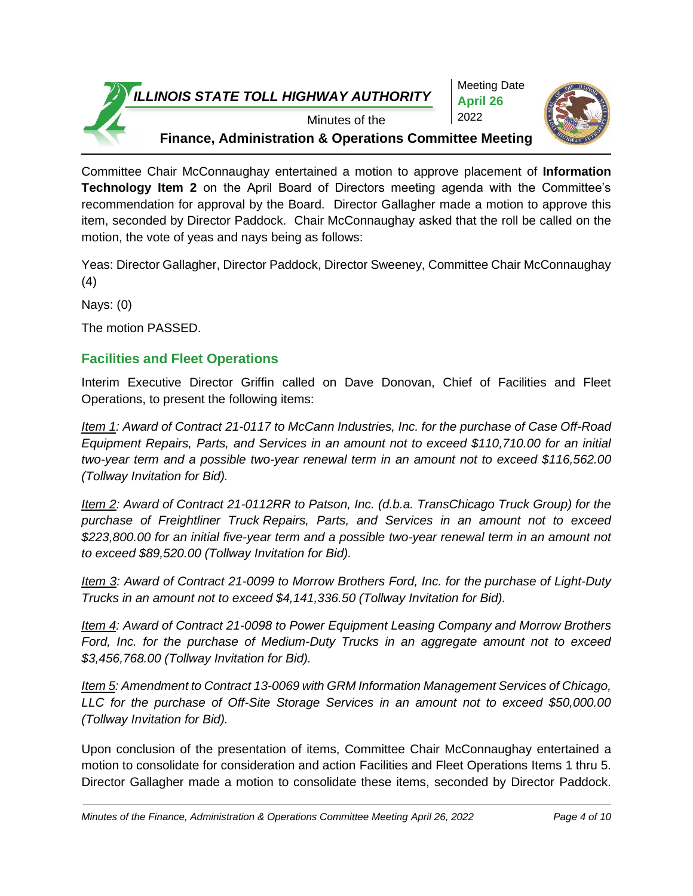Committee Chair McConnaughay entertained a motion to approve placement of **Information Technology Item 2** on the April Board of Directors meeting agenda with the Committee's recommendation for approval by the Board. Director Gallagher made a motion to approve this item, seconded by Director Paddock. Chair McConnaughay asked that the roll be called on the motion, the vote of yeas and nays being as follows:

Yeas: Director Gallagher, Director Paddock, Director Sweeney, Committee Chair McConnaughay (4)

Nays: (0)

The motion PASSED.

## Facilities and Fleet Operations

Interim Executive Director Griffin called on Dave Donovan, Chief of Facilities and Fleet Operations, to present the following items:

*Item 1: Award of Contract 21-0117 to McCann Industries, Inc. for the purchase of Case Off-Road Equipment Repairs, Parts, and Services in an amount not to exceed $110,710.00 for an initial two-year term and a possible two-year renewal term in an amount not to exceed $116,562.00 (Tollway Invitation for Bid).*

*Item 2: Award of Contract 21-0112RR to Patson, Inc. (d.b.a. TransChicago Truck Group) for the purchase of Freightliner Truck Repairs, Parts, and Services in an amount not to exceed $223,800.00 for an initial five-year term and a possible two-year renewal term in an amount not to exceed $89,520.00 (Tollway Invitation for Bid).*

*Item 3: Award of Contract 21-0099 to Morrow Brothers Ford, Inc. for the purchase of Light-Duty Trucks in an amount not to exceed $4,141,336.50 (Tollway Invitation for Bid).*

*Item 4: Award of Contract 21-0098 to Power Equipment Leasing Company and Morrow Brothers Ford, Inc. for the purchase of Medium-Duty Trucks in an aggregate amount not to exceed $3,456,768.00 (Tollway Invitation for Bid).*

*Item 5: Amendment to Contract 13-0069 with GRM Information Management Services of Chicago, LLC for the purchase of Off-Site Storage Services in an amount not to exceed $50,000.00 (Tollway Invitation for Bid).*

Upon conclusion of the presentation of items, Committee Chair McConnaughay entertained a motion to consolidate for consideration and action Facilities and Fleet Operations Items 1 thru 5. Director Gallagher made a motion to consolidate these items, seconded by Director Paddock.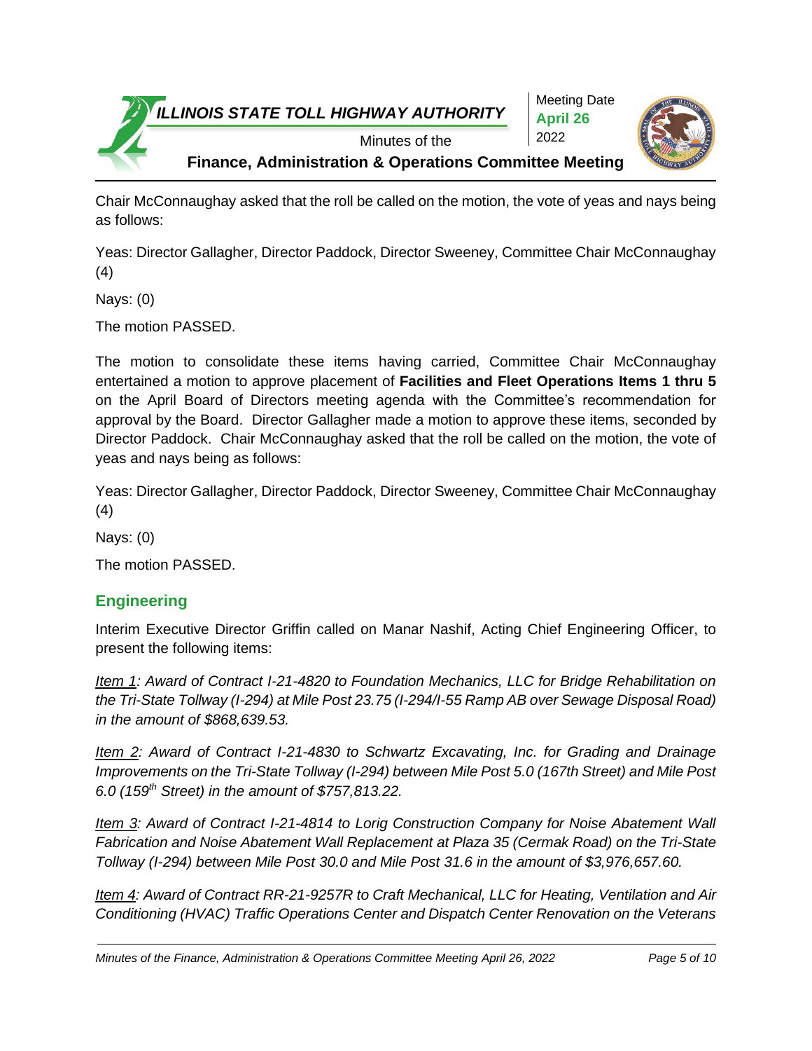Chair McConnaughay asked that the roll be called on the motion, the vote of yeas and nays being as follows:

Yeas: Director Gallagher, Director Paddock, Director Sweeney, Committee Chair McConnaughay (4)

Nays: (0)

The motion PASSED.

The motion to consolidate these items having carried, Committee Chair McConnaughay entertained a motion to approve placement of **Facilities and Fleet Operations Items 1 thru 5** on the April Board of Directors meeting agenda with the Committee's recommendation for approval by the Board. Director Gallagher made a motion to approve these items, seconded by Director Paddock. Chair McConnaughay asked that the roll be called on the motion, the vote of yeas and nays being as follows:

Yeas: Director Gallagher, Director Paddock, Director Sweeney, Committee Chair McConnaughay (4)

Nays: (0)

The motion PASSED.

## Engineering

Interim Executive Director Griffin called on Manar Nashif, Acting Chief Engineering Officer, to present the following items:

*Item 1: Award of Contract I-21-4820 to Foundation Mechanics, LLC for Bridge Rehabilitation on the Tri-State Tollway (I-294) at Mile Post 23.75 (I-294/I-55 Ramp AB over Sewage Disposal Road) in the amount of $868,639.53.*

*Item 2: Award of Contract I-21-4830 to Schwartz Excavating, Inc. for Grading and Drainage Improvements on the Tri-State Tollway (I-294) between Mile Post 5.0 (167th Street) and Mile Post 6.0 (159th Street) in the amount of $757,813.22.*

*Item 3: Award of Contract I-21-4814 to Lorig Construction Company for Noise Abatement Wall Fabrication and Noise Abatement Wall Replacement at Plaza 35 (Cermak Road) on the Tri-State Tollway (I-294) between Mile Post 30.0 and Mile Post 31.6 in the amount of $3,976,657.60.*

*Item 4: Award of Contract RR-21-9257R to Craft Mechanical, LLC for Heating, Ventilation and Air Conditioning (HVAC) Traffic Operations Center and Dispatch Center Renovation on the Veterans*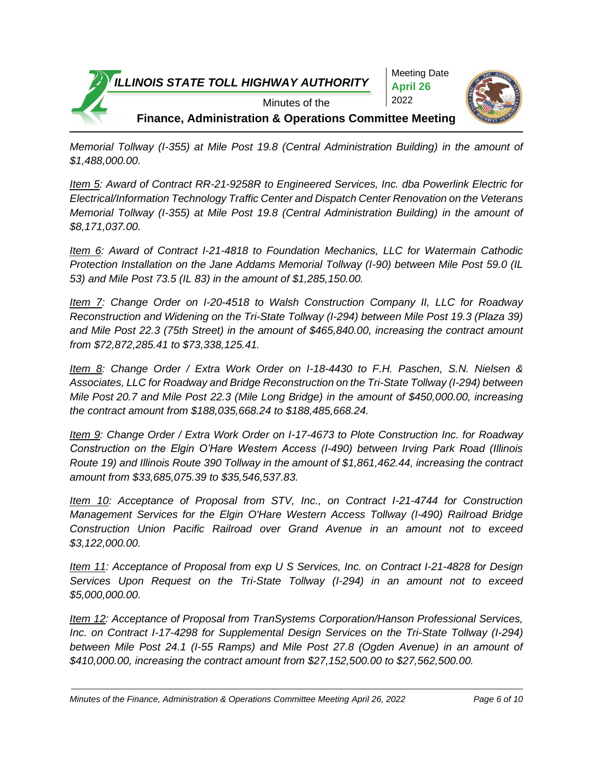*Memorial Tollway (I-355) at Mile Post 19.8 (Central Administration Building) in the amount of $1,488,000.00.*

*Item 5: Award of Contract RR-21-9258R to Engineered Services, Inc. dba Powerlink Electric for Electrical/Information Technology Traffic Center and Dispatch Center Renovation on the Veterans Memorial Tollway (I-355) at Mile Post 19.8 (Central Administration Building) in the amount of $8,171,037.00.*

*Item 6: Award of Contract I-21-4818 to Foundation Mechanics, LLC for Watermain Cathodic Protection Installation on the Jane Addams Memorial Tollway (I-90) between Mile Post 59.0 (IL 53) and Mile Post 73.5 (IL 83) in the amount of $1,285,150.00.*

*Item 7: Change Order on I-20-4518 to Walsh Construction Company II, LLC for Roadway Reconstruction and Widening on the Tri-State Tollway (I-294) between Mile Post 19.3 (Plaza 39) and Mile Post 22.3 (75th Street) in the amount of $465,840.00, increasing the contract amount from $72,872,285.41 to $73,338,125.41.*

*Item 8: Change Order / Extra Work Order on I-18-4430 to F.H. Paschen, S.N. Nielsen & Associates, LLC for Roadway and Bridge Reconstruction on the Tri-State Tollway (I-294) between Mile Post 20.7 and Mile Post 22.3 (Mile Long Bridge) in the amount of $450,000.00, increasing the contract amount from $188,035,668.24 to $188,485,668.24.*

*Item 9: Change Order / Extra Work Order on I-17-4673 to Plote Construction Inc. for Roadway Construction on the Elgin O'Hare Western Access (I-490) between Irving Park Road (Illinois Route 19) and Illinois Route 390 Tollway in the amount of $1,861,462.44, increasing the contract amount from $33,685,075.39 to $35,546,537.83.*

*Item 10: Acceptance of Proposal from STV, Inc., on Contract I-21-4744 for Construction Management Services for the Elgin O'Hare Western Access Tollway (I-490) Railroad Bridge Construction Union Pacific Railroad over Grand Avenue in an amount not to exceed $3,122,000.00.*

*Item 11: Acceptance of Proposal from exp U S Services, Inc. on Contract I-21-4828 for Design Services Upon Request on the Tri-State Tollway (I-294) in an amount not to exceed $5,000,000.00.*

*Item 12: Acceptance of Proposal from TranSystems Corporation/Hanson Professional Services, Inc. on Contract I-17-4298 for Supplemental Design Services on the Tri-State Tollway (I-294) between Mile Post 24.1 (I-55 Ramps) and Mile Post 27.8 (Ogden Avenue) in an amount of $410,000.00, increasing the contract amount from $27,152,500.00 to $27,562,500.00.*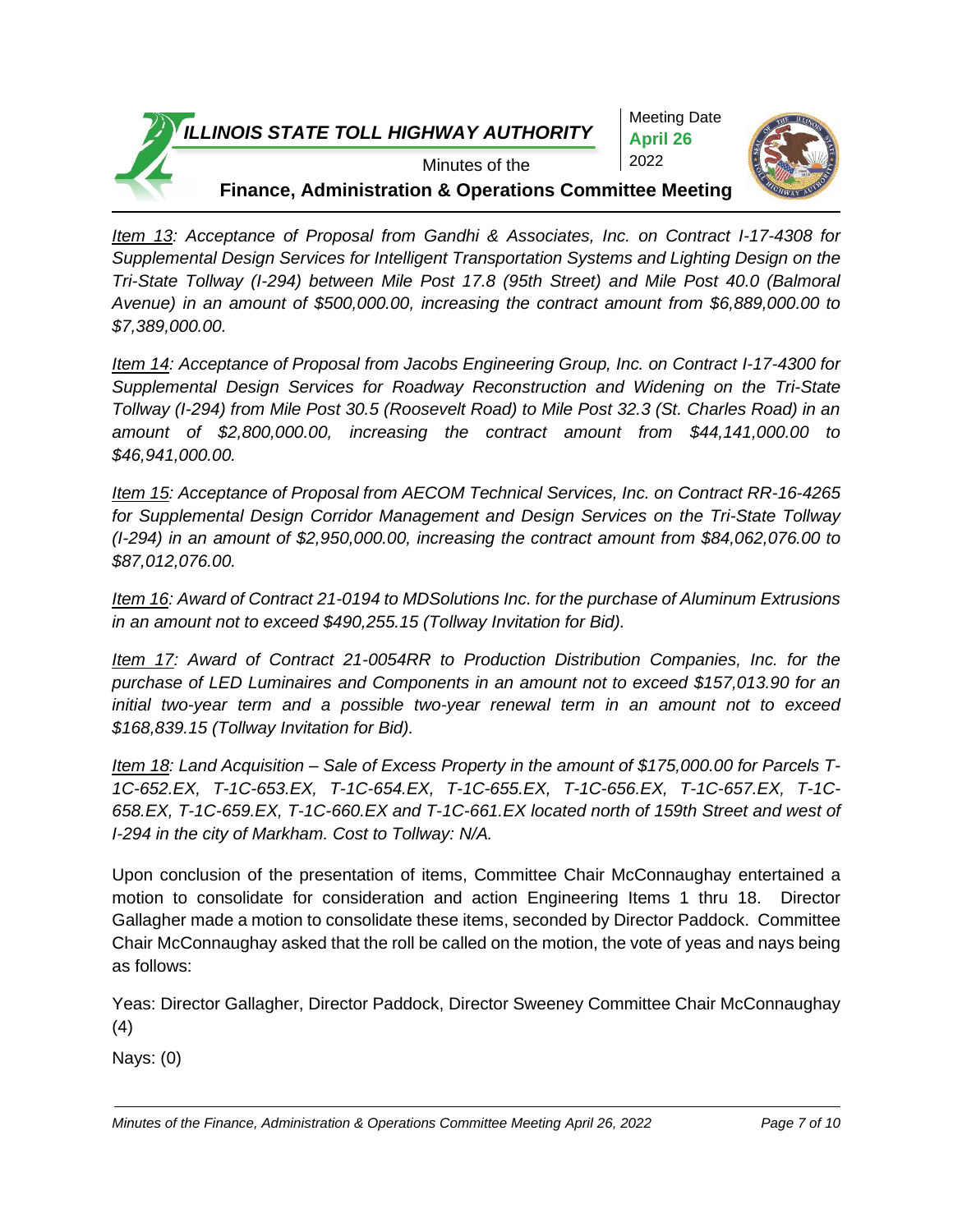*Item 13: Acceptance of Proposal from Gandhi & Associates, Inc. on Contract I-17-4308 for Supplemental Design Services for Intelligent Transportation Systems and Lighting Design on the Tri-State Tollway (I-294) between Mile Post 17.8 (95th Street) and Mile Post 40.0 (Balmoral Avenue) in an amount of $500,000.00, increasing the contract amount from $6,889,000.00 to $7,389,000.00.*

*Item 14: Acceptance of Proposal from Jacobs Engineering Group, Inc. on Contract I-17-4300 for Supplemental Design Services for Roadway Reconstruction and Widening on the Tri-State Tollway (I-294) from Mile Post 30.5 (Roosevelt Road) to Mile Post 32.3 (St. Charles Road) in an amount of $2,800,000.00, increasing the contract amount from $44,141,000.00 to $46,941,000.00.*

*Item 15: Acceptance of Proposal from AECOM Technical Services, Inc. on Contract RR-16-4265 for Supplemental Design Corridor Management and Design Services on the Tri-State Tollway (I-294) in an amount of $2,950,000.00, increasing the contract amount from $84,062,076.00 to $87,012,076.00.*

*Item 16: Award of Contract 21-0194 to MDSolutions Inc. for the purchase of Aluminum Extrusions in an amount not to exceed $490,255.15 (Tollway Invitation for Bid).*

*Item 17: Award of Contract 21-0054RR to Production Distribution Companies, Inc. for the purchase of LED Luminaires and Components in an amount not to exceed $157,013.90 for an initial two-year term and a possible two-year renewal term in an amount not to exceed $168,839.15 (Tollway Invitation for Bid).*

*Item 18: Land Acquisition – Sale of Excess Property in the amount of $175,000.00 for Parcels T-1C-652.EX, T-1C-653.EX, T-1C-654.EX, T-1C-655.EX, T-1C-656.EX, T-1C-657.EX, T-1C-658.EX, T-1C-659.EX, T-1C-660.EX and T-1C-661.EX located north of 159th Street and west of I-294 in the city of Markham. Cost to Tollway: N/A.*

Upon conclusion of the presentation of items, Committee Chair McConnaughay entertained a motion to consolidate for consideration and action Engineering Items 1 thru 18. Director Gallagher made a motion to consolidate these items, seconded by Director Paddock. Committee Chair McConnaughay asked that the roll be called on the motion, the vote of yeas and nays being as follows:

Yeas: Director Gallagher, Director Paddock, Director Sweeney Committee Chair McConnaughay (4)

Nays: (0)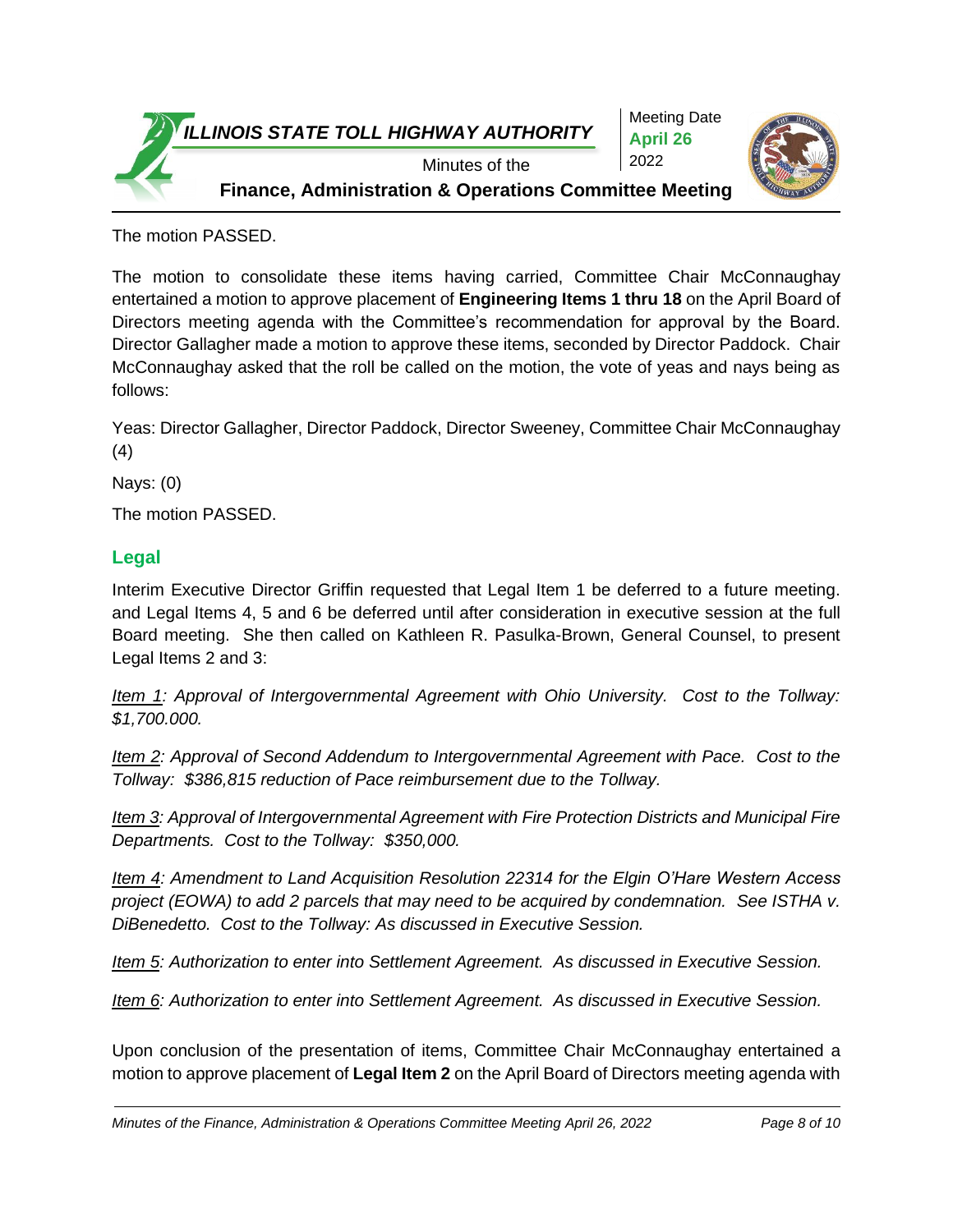The motion PASSED.

The motion to consolidate these items having carried, Committee Chair McConnaughay entertained a motion to approve placement of **Engineering Items 1 thru 18** on the April Board of Directors meeting agenda with the Committee's recommendation for approval by the Board. Director Gallagher made a motion to approve these items, seconded by Director Paddock. Chair McConnaughay asked that the roll be called on the motion, the vote of yeas and nays being as follows:

Yeas: Director Gallagher, Director Paddock, Director Sweeney, Committee Chair McConnaughay (4)

Nays: (0)

The motion PASSED.

## Legal

Interim Executive Director Griffin requested that Legal Item 1 be deferred to a future meeting. and Legal Items 4, 5 and 6 be deferred until after consideration in executive session at the full Board meeting. She then called on Kathleen R. Pasulka-Brown, General Counsel, to present Legal Items 2 and 3:

*Item 1: Approval of Intergovernmental Agreement with Ohio University. Cost to the Tollway: $1,700.000.*

*Item 2: Approval of Second Addendum to Intergovernmental Agreement with Pace. Cost to the Tollway: $386,815 reduction of Pace reimbursement due to the Tollway.*

*Item 3: Approval of Intergovernmental Agreement with Fire Protection Districts and Municipal Fire Departments. Cost to the Tollway: $350,000.*

*Item 4: Amendment to Land Acquisition Resolution 22314 for the Elgin O'Hare Western Access project (EOWA) to add 2 parcels that may need to be acquired by condemnation. See ISTHA v. DiBenedetto. Cost to the Tollway: As discussed in Executive Session.*

*Item 5: Authorization to enter into Settlement Agreement. As discussed in Executive Session.*

*Item 6: Authorization to enter into Settlement Agreement. As discussed in Executive Session.*

Upon conclusion of the presentation of items, Committee Chair McConnaughay entertained a motion to approve placement of **Legal Item 2** on the April Board of Directors meeting agenda with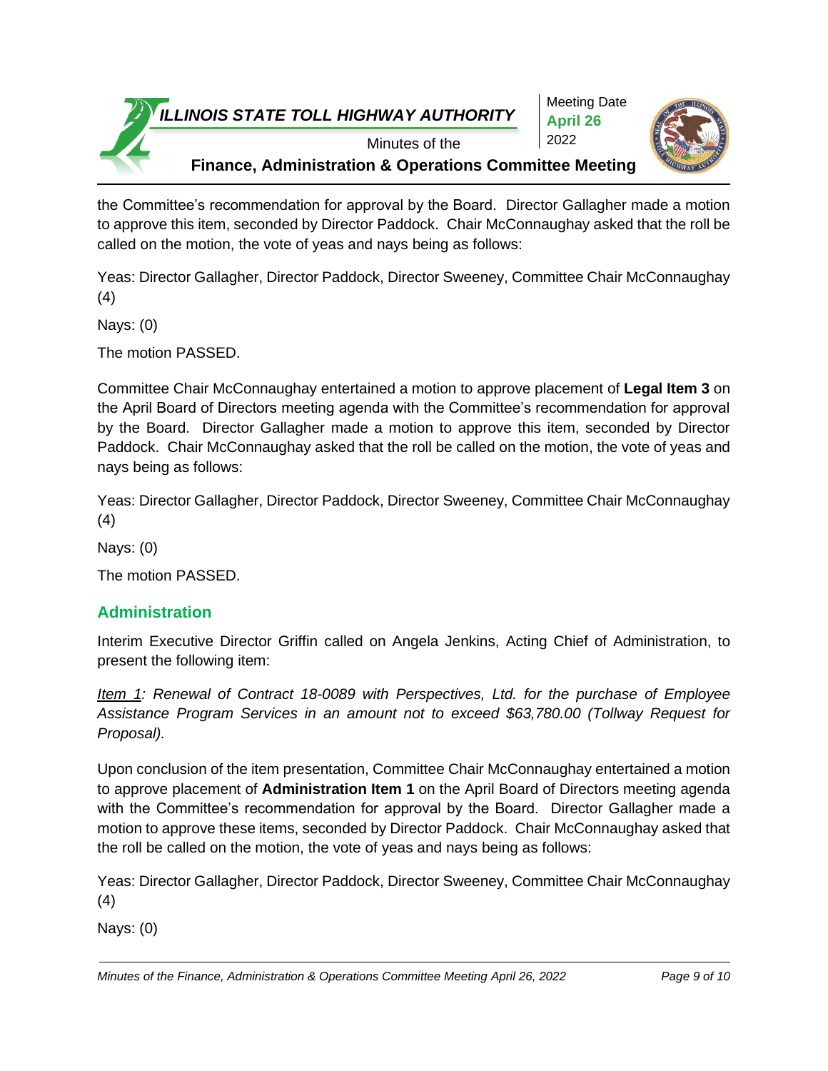the Committee's recommendation for approval by the Board. Director Gallagher made a motion to approve this item, seconded by Director Paddock. Chair McConnaughay asked that the roll be called on the motion, the vote of yeas and nays being as follows:

Yeas: Director Gallagher, Director Paddock, Director Sweeney, Committee Chair McConnaughay (4)

Nays: (0)

The motion PASSED.

Committee Chair McConnaughay entertained a motion to approve placement of **Legal Item 3** on the April Board of Directors meeting agenda with the Committee's recommendation for approval by the Board. Director Gallagher made a motion to approve this item, seconded by Director Paddock. Chair McConnaughay asked that the roll be called on the motion, the vote of yeas and nays being as follows:

Yeas: Director Gallagher, Director Paddock, Director Sweeney, Committee Chair McConnaughay (4)

Nays: (0)

The motion PASSED.

## Administration

Interim Executive Director Griffin called on Angela Jenkins, Acting Chief of Administration, to present the following item:

*Item 1: Renewal of Contract 18-0089 with Perspectives, Ltd. for the purchase of Employee Assistance Program Services in an amount not to exceed $63,780.00 (Tollway Request for Proposal).*

Upon conclusion of the item presentation, Committee Chair McConnaughay entertained a motion to approve placement of **Administration Item 1** on the April Board of Directors meeting agenda with the Committee's recommendation for approval by the Board. Director Gallagher made a motion to approve these items, seconded by Director Paddock. Chair McConnaughay asked that the roll be called on the motion, the vote of yeas and nays being as follows:

Yeas: Director Gallagher, Director Paddock, Director Sweeney, Committee Chair McConnaughay (4)

Nays: (0)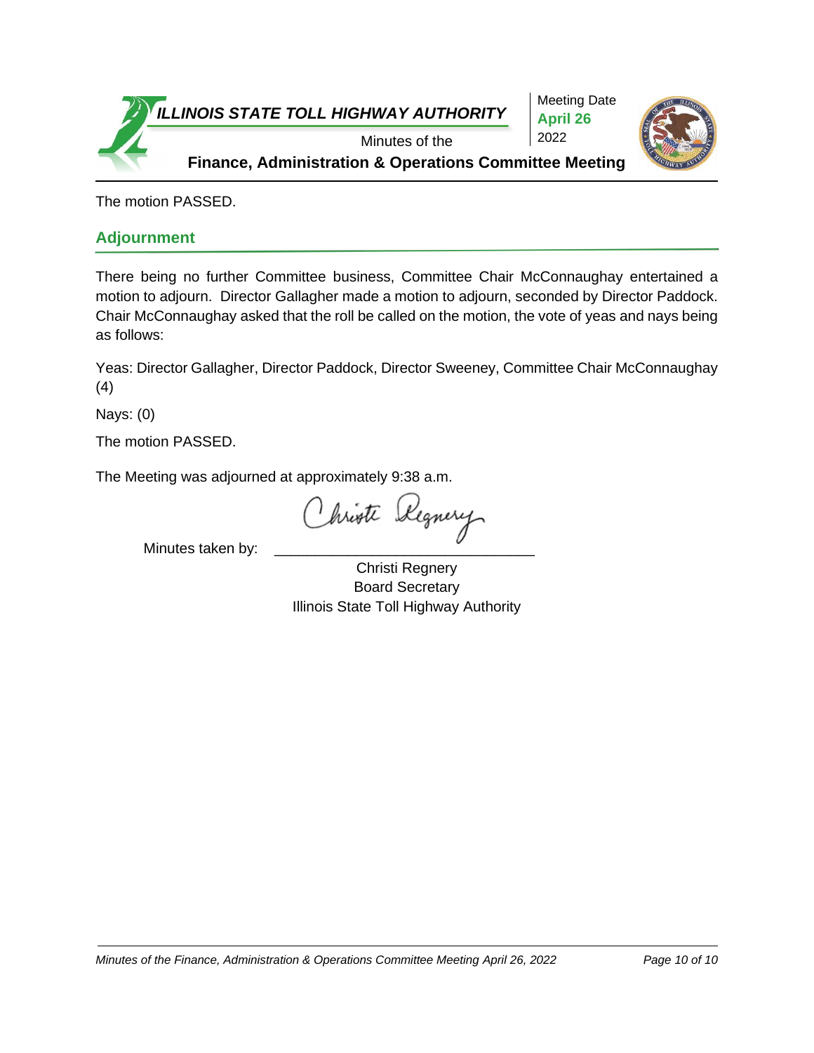The motion PASSED.

## Adjournment

There being no further Committee business, Committee Chair McConnaughay entertained a motion to adjourn. Director Gallagher made a motion to adjourn, seconded by Director Paddock. Chair McConnaughay asked that the roll be called on the motion, the vote of yeas and nays being as follows:

Yeas: Director Gallagher, Director Paddock, Director Sweeney, Committee Chair McConnaughay (4)

Nays: (0)

The motion PASSED.

The Meeting was adjourned at approximately 9:38 a.m.

Minutes taken by: ______________________________

Christi Regnery
Board Secretary
Illinois State Toll Highway Authority